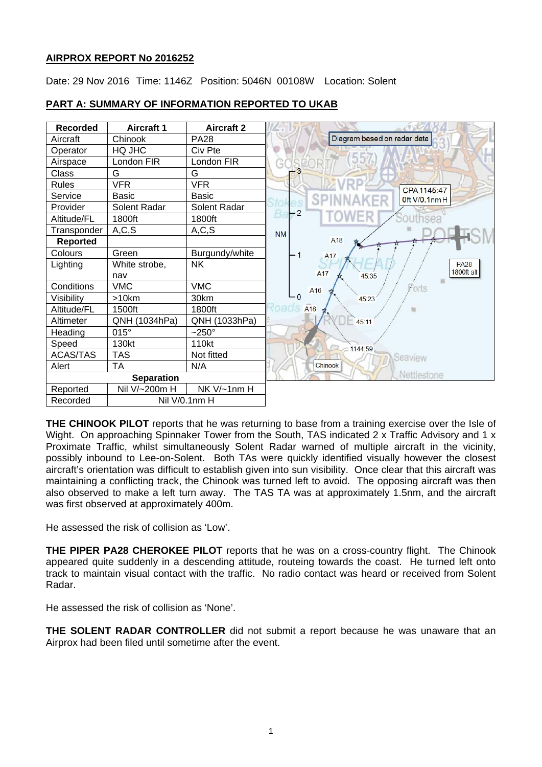**AIRPROX REPORT No 2016252**

Date: 29 Nov 2016 Time: 1146Z Position: 5046N 00108W Location: Solent

**PART A: SUMMARY OF INFORMATION REPORTED TO UKAB**

| Recorded | Aircraft 1 | Aircraft 2 |
|---|---|---|
| Aircraft | Chinook | PA28 |
| Operator | HQ JHC | Civ Pte |
| Airspace | London FIR | London FIR |
| Class | G | G |
| Rules | VFR | VFR |
| Service | Basic | Basic |
| Provider | Solent Radar | Solent Radar |
| Altitude/FL | 1800ft | 1800ft |
| Transponder | A,C,S | A,C,S |
| **Reported** | | |
| Colours | Green | Burgundy/white |
| Lighting | White strobe, nav | NK |
| Conditions | VMC | VMC |
| Visibility | >10km | 30km |
| Altitude/FL | 1500ft | 1800ft |
| Altimeter | QNH (1034hPa) | QNH (1033hPa) |
| Heading | 015° | ~250° |
| Speed | 130kt | 110kt |
| ACAS/TAS | TAS | Not fitted |
| Alert | TA | N/A |
| **Separation** | | |
| Reported | Nil V/~200m H | NK V/~1nm H |
| Recorded | Nil V/0.1nm H | |

**THE CHINOOK PILOT** reports that he was returning to base from a training exercise over the Isle of Wight. On approaching Spinnaker Tower from the South, TAS indicated 2 x Traffic Advisory and 1 x Proximate Traffic, whilst simultaneously Solent Radar warned of multiple aircraft in the vicinity, possibly inbound to Lee-on-Solent. Both TAs were quickly identified visually however the closest aircraft's orientation was difficult to establish given into sun visibility. Once clear that this aircraft was maintaining a conflicting track, the Chinook was turned left to avoid. The opposing aircraft was then also observed to make a left turn away. The TAS TA was at approximately 1.5nm, and the aircraft was first observed at approximately 400m.

He assessed the risk of collision as 'Low'.

**THE PIPER PA28 CHEROKEE PILOT** reports that he was on a cross-country flight. The Chinook appeared quite suddenly in a descending attitude, routeing towards the coast. He turned left onto track to maintain visual contact with the traffic. No radio contact was heard or received from Solent Radar.

He assessed the risk of collision as 'None'.

**THE SOLENT RADAR CONTROLLER** did not submit a report because he was unaware that an Airprox had been filed until sometime after the event.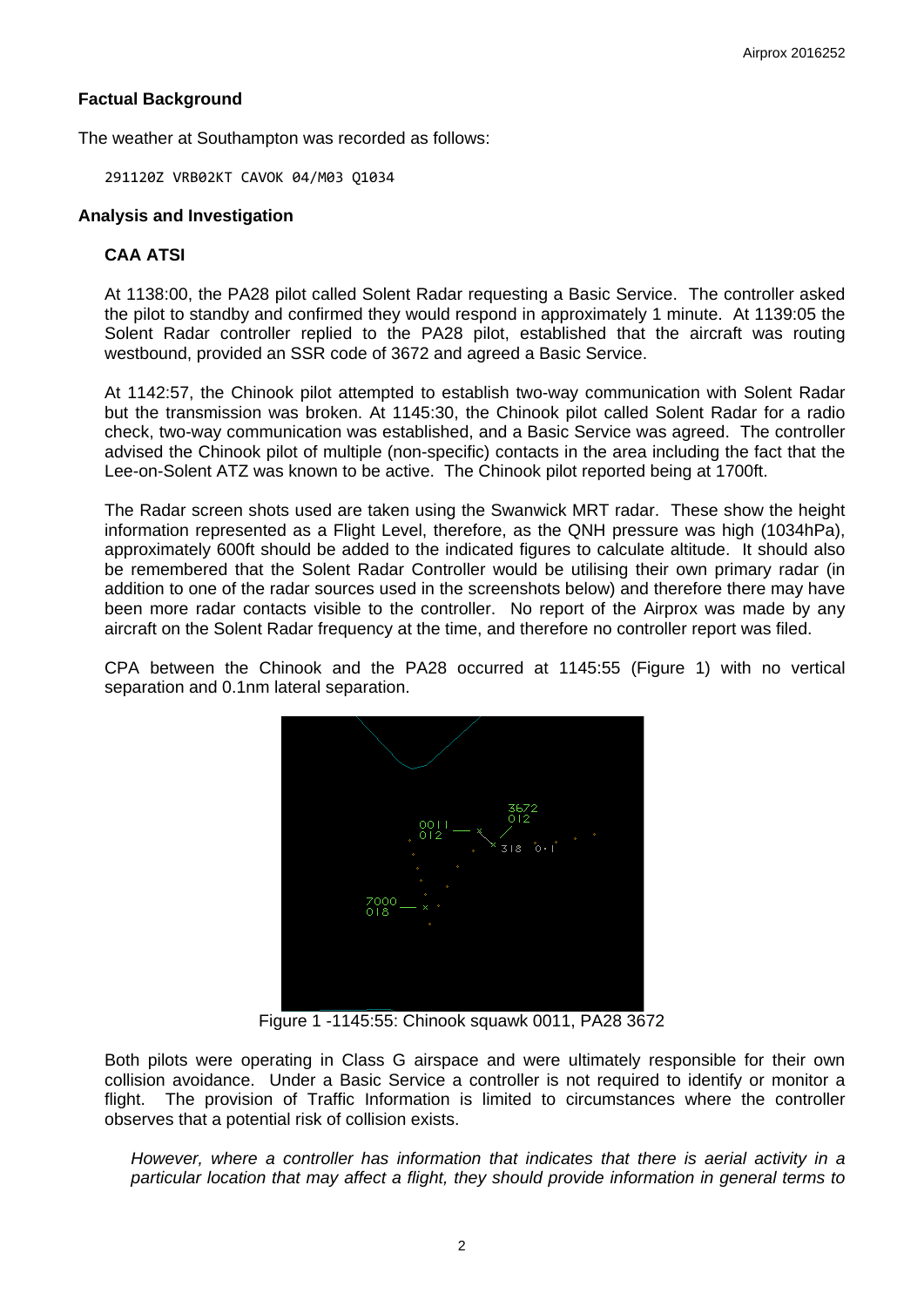## Factual Background

The weather at Southampton was recorded as follows:

```
291120Z VRB02KT CAVOK 04/M03 Q1034
```

## Analysis and Investigation

### CAA ATSI

At 1138:00, the PA28 pilot called Solent Radar requesting a Basic Service. The controller asked the pilot to standby and confirmed they would respond in approximately 1 minute. At 1139:05 the Solent Radar controller replied to the PA28 pilot, established that the aircraft was routing westbound, provided an SSR code of 3672 and agreed a Basic Service.

At 1142:57, the Chinook pilot attempted to establish two-way communication with Solent Radar but the transmission was broken. At 1145:30, the Chinook pilot called Solent Radar for a radio check, two-way communication was established, and a Basic Service was agreed. The controller advised the Chinook pilot of multiple (non-specific) contacts in the area including the fact that the Lee-on-Solent ATZ was known to be active. The Chinook pilot reported being at 1700ft.

The Radar screen shots used are taken using the Swanwick MRT radar. These show the height information represented as a Flight Level, therefore, as the QNH pressure was high (1034hPa), approximately 600ft should be added to the indicated figures to calculate altitude. It should also be remembered that the Solent Radar Controller would be utilising their own primary radar (in addition to one of the radar sources used in the screenshots below) and therefore there may have been more radar contacts visible to the controller. No report of the Airprox was made by any aircraft on the Solent Radar frequency at the time, and therefore no controller report was filed.

CPA between the Chinook and the PA28 occurred at 1145:55 (Figure 1) with no vertical separation and 0.1nm lateral separation.

Figure 1 -1145:55: Chinook squawk 0011, PA28 3672

Both pilots were operating in Class G airspace and were ultimately responsible for their own collision avoidance. Under a Basic Service a controller is not required to identify or monitor a flight. The provision of Traffic Information is limited to circumstances where the controller observes that a potential risk of collision exists.

*However, where a controller has information that indicates that there is aerial activity in a particular location that may affect a flight, they should provide information in general terms to*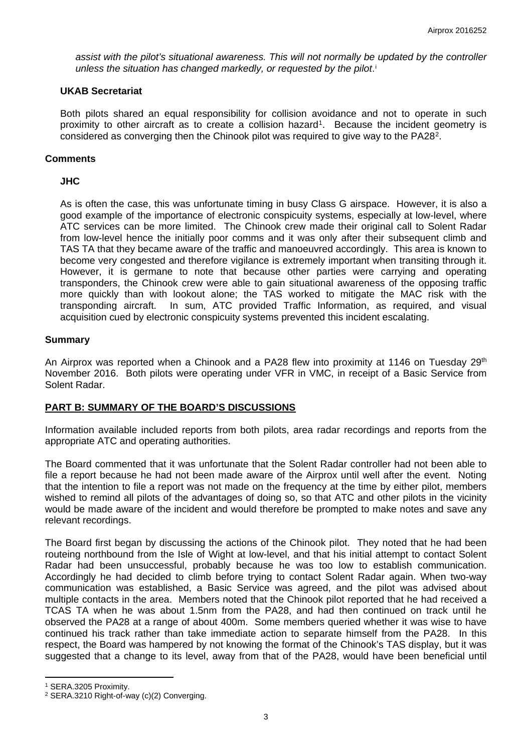*assist with the pilot's situational awareness. This will not normally be updated by the controller unless the situation has changed markedly, or requested by the pilot*.[i]

### UKAB Secretariat

Both pilots shared an equal responsibility for collision avoidance and not to operate in such proximity to other aircraft as to create a collision hazard[1]. Because the incident geometry is considered as converging then the Chinook pilot was required to give way to the PA28[2].

## Comments

### JHC

As is often the case, this was unfortunate timing in busy Class G airspace. However, it is also a good example of the importance of electronic conspicuity systems, especially at low-level, where ATC services can be more limited. The Chinook crew made their original call to Solent Radar from low-level hence the initially poor comms and it was only after their subsequent climb and TAS TA that they became aware of the traffic and manoeuvred accordingly. This area is known to become very congested and therefore vigilance is extremely important when transiting through it. However, it is germane to note that because other parties were carrying and operating transponders, the Chinook crew were able to gain situational awareness of the opposing traffic more quickly than with lookout alone; the TAS worked to mitigate the MAC risk with the transponding aircraft. In sum, ATC provided Traffic Information, as required, and visual acquisition cued by electronic conspicuity systems prevented this incident escalating.

## Summary

An Airprox was reported when a Chinook and a PA28 flew into proximity at 1146 on Tuesday 29th November 2016. Both pilots were operating under VFR in VMC, in receipt of a Basic Service from Solent Radar.

## PART B: SUMMARY OF THE BOARD'S DISCUSSIONS

Information available included reports from both pilots, area radar recordings and reports from the appropriate ATC and operating authorities.

The Board commented that it was unfortunate that the Solent Radar controller had not been able to file a report because he had not been made aware of the Airprox until well after the event. Noting that the intention to file a report was not made on the frequency at the time by either pilot, members wished to remind all pilots of the advantages of doing so, so that ATC and other pilots in the vicinity would be made aware of the incident and would therefore be prompted to make notes and save any relevant recordings.

The Board first began by discussing the actions of the Chinook pilot. They noted that he had been routeing northbound from the Isle of Wight at low-level, and that his initial attempt to contact Solent Radar had been unsuccessful, probably because he was too low to establish communication. Accordingly he had decided to climb before trying to contact Solent Radar again. When two-way communication was established, a Basic Service was agreed, and the pilot was advised about multiple contacts in the area. Members noted that the Chinook pilot reported that he had received a TCAS TA when he was about 1.5nm from the PA28, and had then continued on track until he observed the PA28 at a range of about 400m. Some members queried whether it was wise to have continued his track rather than take immediate action to separate himself from the PA28. In this respect, the Board was hampered by not knowing the format of the Chinook's TAS display, but it was suggested that a change to its level, away from that of the PA28, would have been beneficial until

---

[1] SERA.3205 Proximity.

[2] SERA.3210 Right-of-way (c)(2) Converging.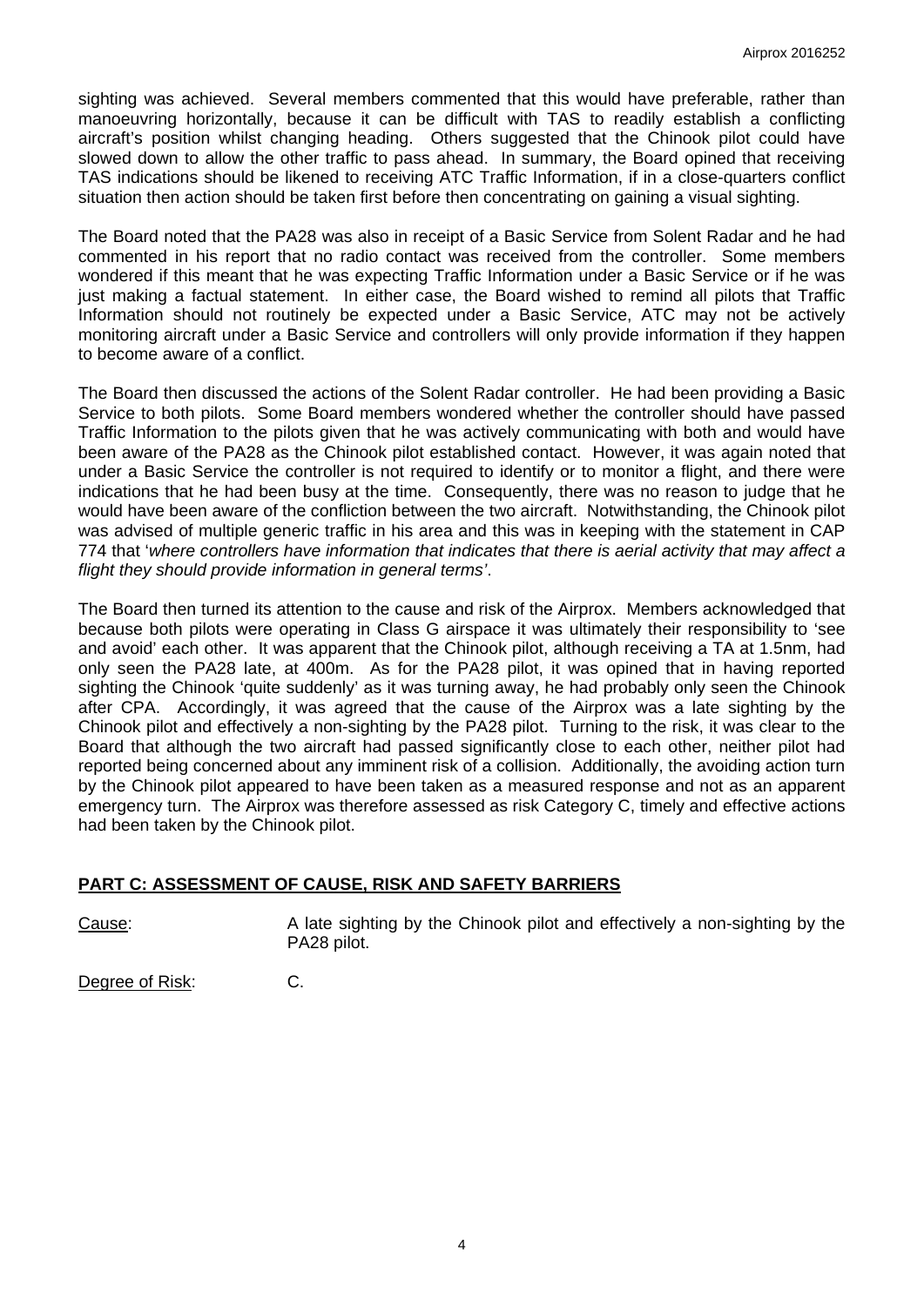sighting was achieved. Several members commented that this would have preferable, rather than manoeuvring horizontally, because it can be difficult with TAS to readily establish a conflicting aircraft's position whilst changing heading. Others suggested that the Chinook pilot could have slowed down to allow the other traffic to pass ahead. In summary, the Board opined that receiving TAS indications should be likened to receiving ATC Traffic Information, if in a close-quarters conflict situation then action should be taken first before then concentrating on gaining a visual sighting.

The Board noted that the PA28 was also in receipt of a Basic Service from Solent Radar and he had commented in his report that no radio contact was received from the controller. Some members wondered if this meant that he was expecting Traffic Information under a Basic Service or if he was just making a factual statement. In either case, the Board wished to remind all pilots that Traffic Information should not routinely be expected under a Basic Service, ATC may not be actively monitoring aircraft under a Basic Service and controllers will only provide information if they happen to become aware of a conflict.

The Board then discussed the actions of the Solent Radar controller. He had been providing a Basic Service to both pilots. Some Board members wondered whether the controller should have passed Traffic Information to the pilots given that he was actively communicating with both and would have been aware of the PA28 as the Chinook pilot established contact. However, it was again noted that under a Basic Service the controller is not required to identify or to monitor a flight, and there were indications that he had been busy at the time. Consequently, there was no reason to judge that he would have been aware of the confliction between the two aircraft. Notwithstanding, the Chinook pilot was advised of multiple generic traffic in his area and this was in keeping with the statement in CAP 774 that '*where controllers have information that indicates that there is aerial activity that may affect a flight they should provide information in general terms'*.

The Board then turned its attention to the cause and risk of the Airprox. Members acknowledged that because both pilots were operating in Class G airspace it was ultimately their responsibility to 'see and avoid' each other. It was apparent that the Chinook pilot, although receiving a TA at 1.5nm, had only seen the PA28 late, at 400m. As for the PA28 pilot, it was opined that in having reported sighting the Chinook 'quite suddenly' as it was turning away, he had probably only seen the Chinook after CPA. Accordingly, it was agreed that the cause of the Airprox was a late sighting by the Chinook pilot and effectively a non-sighting by the PA28 pilot. Turning to the risk, it was clear to the Board that although the two aircraft had passed significantly close to each other, neither pilot had reported being concerned about any imminent risk of a collision. Additionally, the avoiding action turn by the Chinook pilot appeared to have been taken as a measured response and not as an apparent emergency turn. The Airprox was therefore assessed as risk Category C, timely and effective actions had been taken by the Chinook pilot.

## PART C: ASSESSMENT OF CAUSE, RISK AND SAFETY BARRIERS

Cause: A late sighting by the Chinook pilot and effectively a non-sighting by the PA28 pilot.

Degree of Risk: C.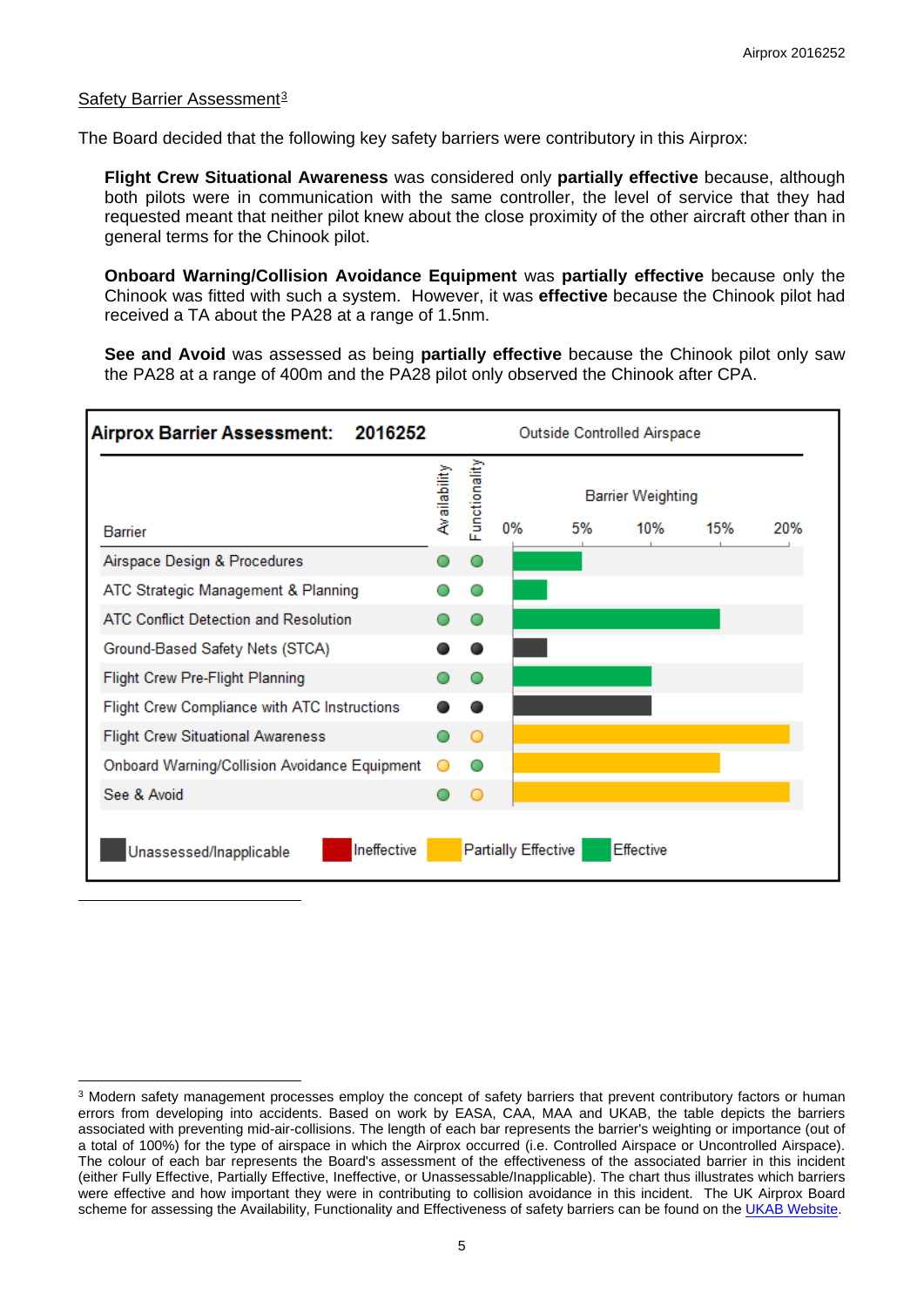Safety Barrier Assessment[3]

The Board decided that the following key safety barriers were contributory in this Airprox:

**Flight Crew Situational Awareness** was considered only **partially effective** because, although both pilots were in communication with the same controller, the level of service that they had requested meant that neither pilot knew about the close proximity of the other aircraft other than in general terms for the Chinook pilot.

**Onboard Warning/Collision Avoidance Equipment** was **partially effective** because only the Chinook was fitted with such a system. However, it was **effective** because the Chinook pilot had received a TA about the PA28 at a range of 1.5nm.

**See and Avoid** was assessed as being **partially effective** because the Chinook pilot only saw the PA28 at a range of 400m and the PA28 pilot only observed the Chinook after CPA.

Airprox Barrier Assessment: 2016252

Outside Controlled Airspace

Barrier

Availability

Functionality

Barrier Weighting

0%

5%

10%

15%

20%

Airspace Design & Procedures

ATC Strategic Management & Planning

ATC Conflict Detection and Resolution

Ground-Based Safety Nets (STCA)

Flight Crew Pre-Flight Planning

Flight Crew Compliance with ATC Instructions

Flight Crew Situational Awareness

Onboard Warning/Collision Avoidance Equipment

See & Avoid

Unassessed/Inapplicable

Ineffective

Partially Effective

Effective

---

[3] Modern safety management processes employ the concept of safety barriers that prevent contributory factors or human errors from developing into accidents. Based on work by EASA, CAA, MAA and UKAB, the table depicts the barriers associated with preventing mid-air-collisions. The length of each bar represents the barrier's weighting or importance (out of a total of 100%) for the type of airspace in which the Airprox occurred (i.e. Controlled Airspace or Uncontrolled Airspace). The colour of each bar represents the Board's assessment of the effectiveness of the associated barrier in this incident (either Fully Effective, Partially Effective, Ineffective, or Unassessable/Inapplicable). The chart thus illustrates which barriers were effective and how important they were in contributing to collision avoidance in this incident. The UK Airprox Board scheme for assessing the Availability, Functionality and Effectiveness of safety barriers can be found on the [UKAB Website](UKAB Website).